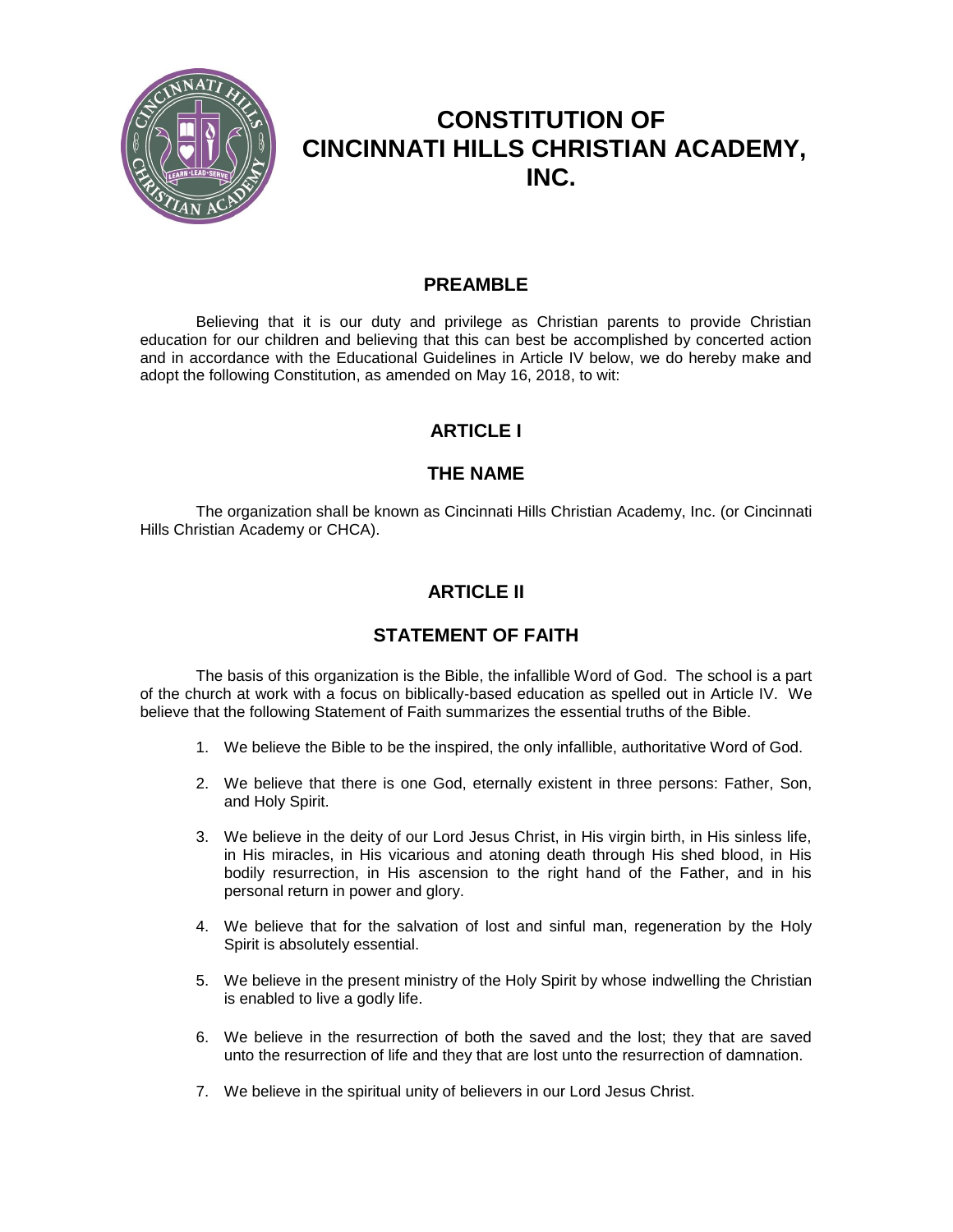# CONSTITUTION OF CINCINNATI HILLS CHRISTIAN ACADEMY, INC.

## PREAMBLE

Believing that it is our duty and privilege as Christian parents to provide Christian education for our children and believing that this can best be accomplished by concerted action and in accordance with the Educational Guidelines in Article IV below, we do hereby make and adopt the following Constitution, as amended on May 16, 2018, to wit:

## ARTICLE I

## THE NAME

The organization shall be known as Cincinnati Hills Christian Academy, Inc. (or Cincinnati Hills Christian Academy or CHCA).

## ARTICLE II

## STATEMENT OF FAITH

The basis of this organization is the Bible, the infallible Word of God. The school is a part of the church at work with a focus on biblically-based education as spelled out in Article IV. We believe that the following Statement of Faith summarizes the essential truths of the Bible.

1. We believe the Bible to be the inspired, the only infallible, authoritative Word of God.
2. We believe that there is one God, eternally existent in three persons: Father, Son, and Holy Spirit.
3. We believe in the deity of our Lord Jesus Christ, in His virgin birth, in His sinless life, in His miracles, in His vicarious and atoning death through His shed blood, in His bodily resurrection, in His ascension to the right hand of the Father, and in his personal return in power and glory.
4. We believe that for the salvation of lost and sinful man, regeneration by the Holy Spirit is absolutely essential.
5. We believe in the present ministry of the Holy Spirit by whose indwelling the Christian is enabled to live a godly life.
6. We believe in the resurrection of both the saved and the lost; they that are saved unto the resurrection of life and they that are lost unto the resurrection of damnation.
7. We believe in the spiritual unity of believers in our Lord Jesus Christ.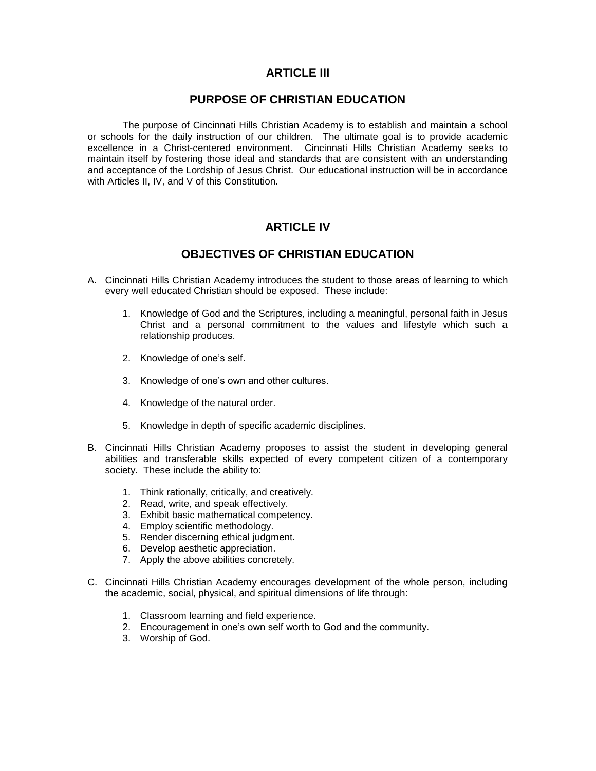## ARTICLE III

## PURPOSE OF CHRISTIAN EDUCATION

The purpose of Cincinnati Hills Christian Academy is to establish and maintain a school or schools for the daily instruction of our children. The ultimate goal is to provide academic excellence in a Christ-centered environment. Cincinnati Hills Christian Academy seeks to maintain itself by fostering those ideal and standards that are consistent with an understanding and acceptance of the Lordship of Jesus Christ. Our educational instruction will be in accordance with Articles II, IV, and V of this Constitution.

## ARTICLE IV

## OBJECTIVES OF CHRISTIAN EDUCATION

A. Cincinnati Hills Christian Academy introduces the student to those areas of learning to which every well educated Christian should be exposed. These include:

   1. Knowledge of God and the Scriptures, including a meaningful, personal faith in Jesus Christ and a personal commitment to the values and lifestyle which such a relationship produces.

   2. Knowledge of one's self.

   3. Knowledge of one's own and other cultures.

   4. Knowledge of the natural order.

   5. Knowledge in depth of specific academic disciplines.

B. Cincinnati Hills Christian Academy proposes to assist the student in developing general abilities and transferable skills expected of every competent citizen of a contemporary society. These include the ability to:

   1. Think rationally, critically, and creatively.
   2. Read, write, and speak effectively.
   3. Exhibit basic mathematical competency.
   4. Employ scientific methodology.
   5. Render discerning ethical judgment.
   6. Develop aesthetic appreciation.
   7. Apply the above abilities concretely.

C. Cincinnati Hills Christian Academy encourages development of the whole person, including the academic, social, physical, and spiritual dimensions of life through:

   1. Classroom learning and field experience.
   2. Encouragement in one's own self worth to God and the community.
   3. Worship of God.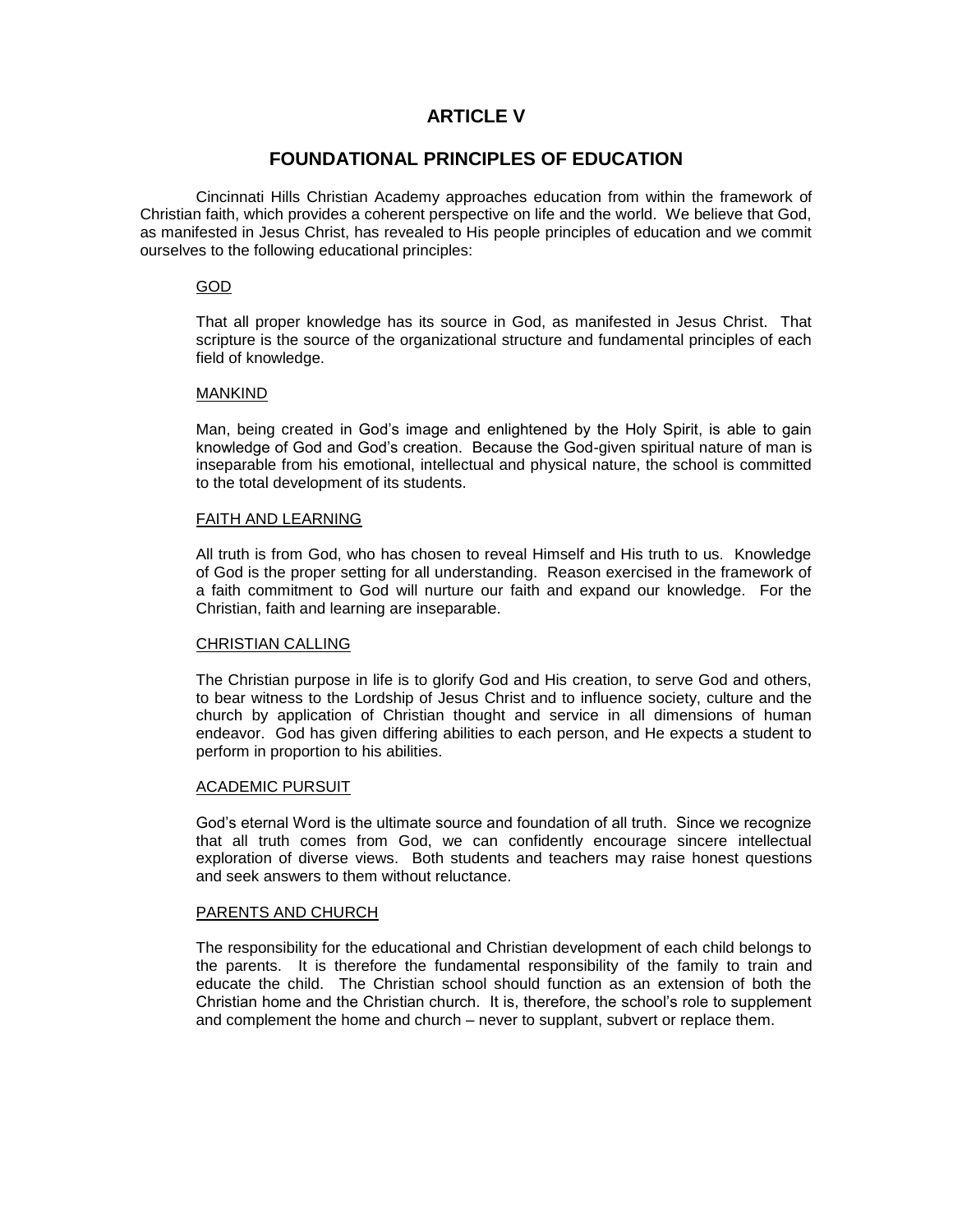# ARTICLE V

## FOUNDATIONAL PRINCIPLES OF EDUCATION

Cincinnati Hills Christian Academy approaches education from within the framework of Christian faith, which provides a coherent perspective on life and the world. We believe that God, as manifested in Jesus Christ, has revealed to His people principles of education and we commit ourselves to the following educational principles:

### GOD

That all proper knowledge has its source in God, as manifested in Jesus Christ. That scripture is the source of the organizational structure and fundamental principles of each field of knowledge.

### MANKIND

Man, being created in God's image and enlightened by the Holy Spirit, is able to gain knowledge of God and God's creation. Because the God-given spiritual nature of man is inseparable from his emotional, intellectual and physical nature, the school is committed to the total development of its students.

### FAITH AND LEARNING

All truth is from God, who has chosen to reveal Himself and His truth to us. Knowledge of God is the proper setting for all understanding. Reason exercised in the framework of a faith commitment to God will nurture our faith and expand our knowledge. For the Christian, faith and learning are inseparable.

### CHRISTIAN CALLING

The Christian purpose in life is to glorify God and His creation, to serve God and others, to bear witness to the Lordship of Jesus Christ and to influence society, culture and the church by application of Christian thought and service in all dimensions of human endeavor. God has given differing abilities to each person, and He expects a student to perform in proportion to his abilities.

### ACADEMIC PURSUIT

God's eternal Word is the ultimate source and foundation of all truth. Since we recognize that all truth comes from God, we can confidently encourage sincere intellectual exploration of diverse views. Both students and teachers may raise honest questions and seek answers to them without reluctance.

### PARENTS AND CHURCH

The responsibility for the educational and Christian development of each child belongs to the parents. It is therefore the fundamental responsibility of the family to train and educate the child. The Christian school should function as an extension of both the Christian home and the Christian church. It is, therefore, the school's role to supplement and complement the home and church – never to supplant, subvert or replace them.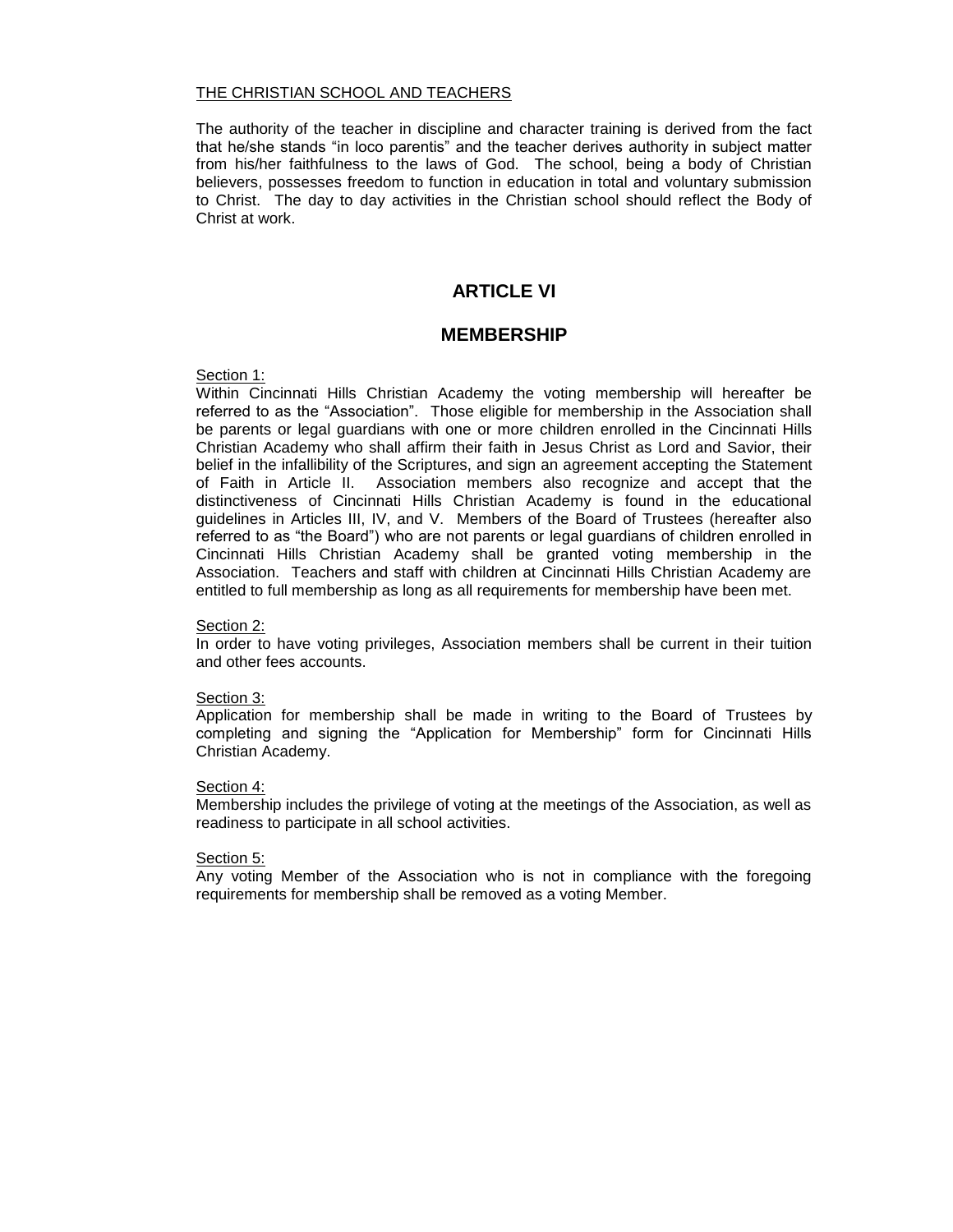<u>THE CHRISTIAN SCHOOL AND TEACHERS</u>

The authority of the teacher in discipline and character training is derived from the fact that he/she stands "in loco parentis" and the teacher derives authority in subject matter from his/her faithfulness to the laws of God. The school, being a body of Christian believers, possesses freedom to function in education in total and voluntary submission to Christ. The day to day activities in the Christian school should reflect the Body of Christ at work.

# ARTICLE VI

# MEMBERSHIP

<u>Section 1:</u>
Within Cincinnati Hills Christian Academy the voting membership will hereafter be referred to as the "Association". Those eligible for membership in the Association shall be parents or legal guardians with one or more children enrolled in the Cincinnati Hills Christian Academy who shall affirm their faith in Jesus Christ as Lord and Savior, their belief in the infallibility of the Scriptures, and sign an agreement accepting the Statement of Faith in Article II. Association members also recognize and accept that the distinctiveness of Cincinnati Hills Christian Academy is found in the educational guidelines in Articles III, IV, and V. Members of the Board of Trustees (hereafter also referred to as "the Board") who are not parents or legal guardians of children enrolled in Cincinnati Hills Christian Academy shall be granted voting membership in the Association. Teachers and staff with children at Cincinnati Hills Christian Academy are entitled to full membership as long as all requirements for membership have been met.

<u>Section 2:</u>
In order to have voting privileges, Association members shall be current in their tuition and other fees accounts.

<u>Section 3:</u>
Application for membership shall be made in writing to the Board of Trustees by completing and signing the "Application for Membership" form for Cincinnati Hills Christian Academy.

<u>Section 4:</u>
Membership includes the privilege of voting at the meetings of the Association, as well as readiness to participate in all school activities.

<u>Section 5:</u>
Any voting Member of the Association who is not in compliance with the foregoing requirements for membership shall be removed as a voting Member.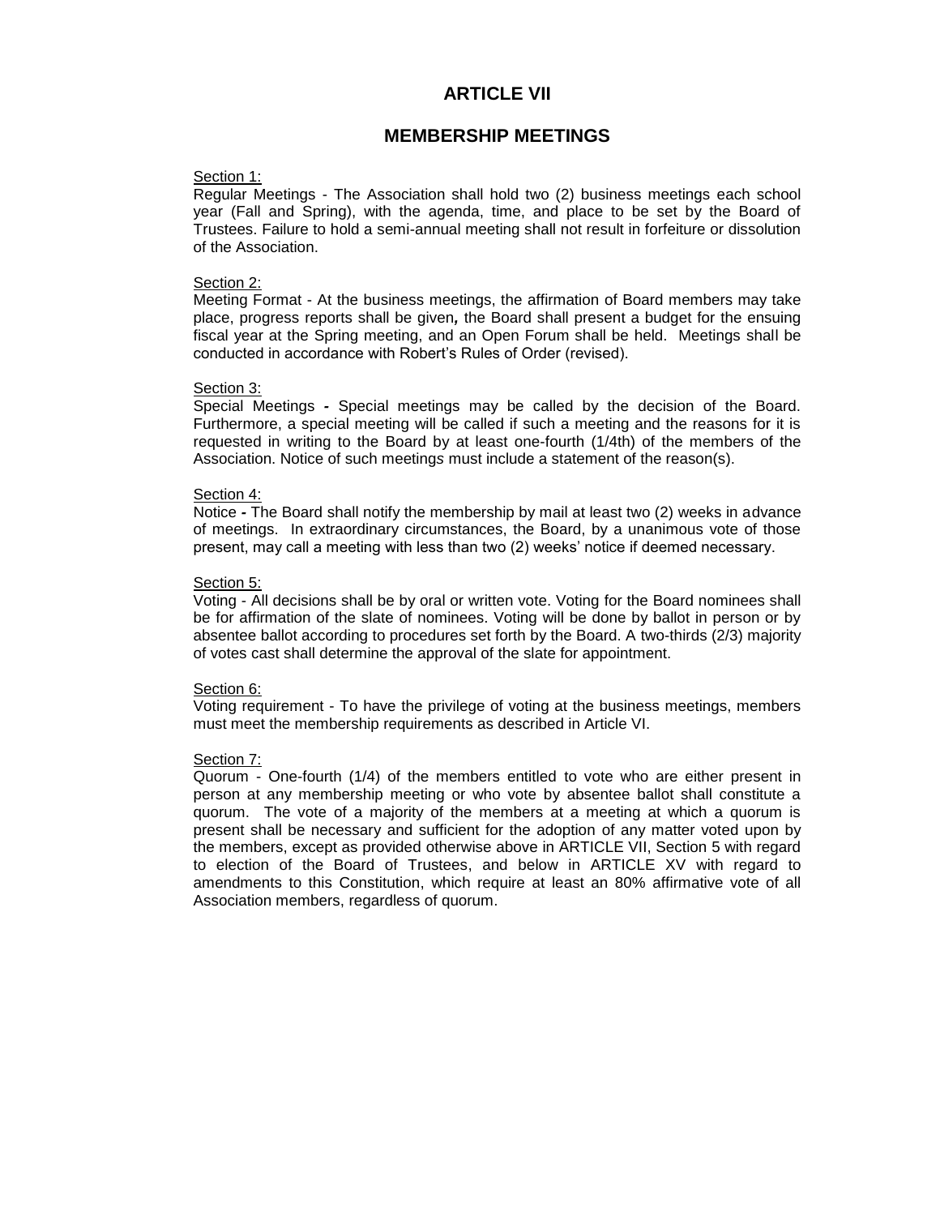# ARTICLE VII

## MEMBERSHIP MEETINGS

Section 1:
Regular Meetings - The Association shall hold two (2) business meetings each school year (Fall and Spring), with the agenda, time, and place to be set by the Board of Trustees. Failure to hold a semi-annual meeting shall not result in forfeiture or dissolution of the Association.

Section 2:
Meeting Format - At the business meetings, the affirmation of Board members may take place, progress reports shall be given**,** the Board shall present a budget for the ensuing fiscal year at the Spring meeting, and an Open Forum shall be held. Meetings shall be conducted in accordance with Robert's Rules of Order (revised).

Section 3:
Special Meetings **-** Special meetings may be called by the decision of the Board. Furthermore, a special meeting will be called if such a meeting and the reasons for it is requested in writing to the Board by at least one-fourth (1/4th) of the members of the Association. Notice of such meetings must include a statement of the reason(s).

Section 4:
Notice **-** The Board shall notify the membership by mail at least two (2) weeks in advance of meetings. In extraordinary circumstances, the Board, by a unanimous vote of those present, may call a meeting with less than two (2) weeks' notice if deemed necessary.

Section 5:
Voting - All decisions shall be by oral or written vote. Voting for the Board nominees shall be for affirmation of the slate of nominees. Voting will be done by ballot in person or by absentee ballot according to procedures set forth by the Board. A two-thirds (2/3) majority of votes cast shall determine the approval of the slate for appointment.

Section 6:
Voting requirement - To have the privilege of voting at the business meetings, members must meet the membership requirements as described in Article VI.

Section 7:
Quorum - One-fourth (1/4) of the members entitled to vote who are either present in person at any membership meeting or who vote by absentee ballot shall constitute a quorum. The vote of a majority of the members at a meeting at which a quorum is present shall be necessary and sufficient for the adoption of any matter voted upon by the members, except as provided otherwise above in ARTICLE VII, Section 5 with regard to election of the Board of Trustees, and below in ARTICLE XV with regard to amendments to this Constitution, which require at least an 80% affirmative vote of all Association members, regardless of quorum.